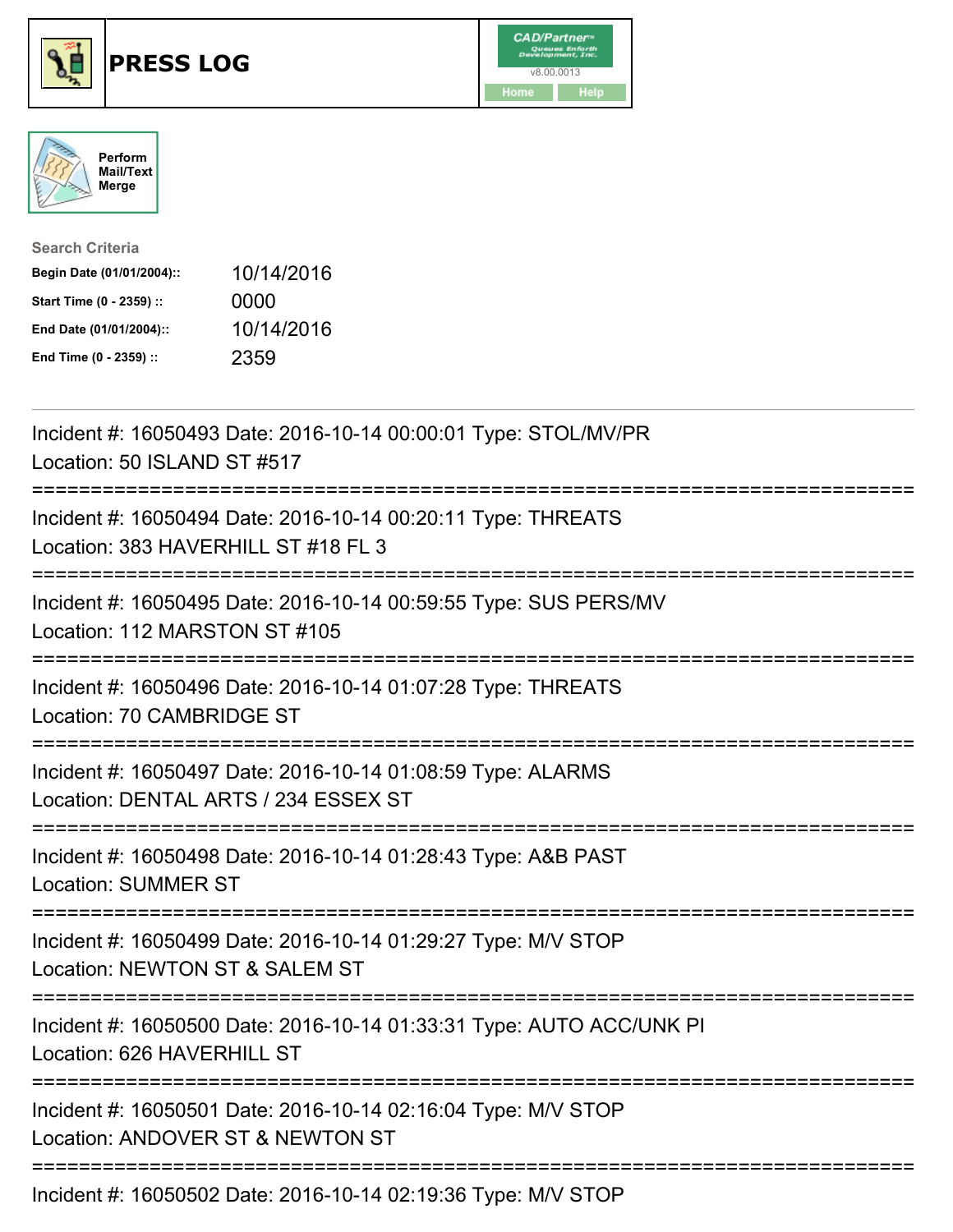# PRESS LOG

Perform Mail/Text Merge

**Search Criteria**

| | |
|---|---|
| **Begin Date (01/01/2004)::** | 10/14/2016 |
| **Start Time (0 - 2359) ::** | 0000 |
| **End Date (01/01/2004)::** | 10/14/2016 |
| **End Time (0 - 2359) ::** | 2359 |

Incident #: 16050493 Date: 2016-10-14 00:00:01 Type: STOL/MV/PR
Location: 50 ISLAND ST #517

===========================================================================

Incident #: 16050494 Date: 2016-10-14 00:20:11 Type: THREATS
Location: 383 HAVERHILL ST #18 FL 3

===========================================================================

Incident #: 16050495 Date: 2016-10-14 00:59:55 Type: SUS PERS/MV
Location: 112 MARSTON ST #105

===========================================================================

Incident #: 16050496 Date: 2016-10-14 01:07:28 Type: THREATS
Location: 70 CAMBRIDGE ST

===========================================================================

Incident #: 16050497 Date: 2016-10-14 01:08:59 Type: ALARMS
Location: DENTAL ARTS / 234 ESSEX ST

===========================================================================

Incident #: 16050498 Date: 2016-10-14 01:28:43 Type: A&B PAST
Location: SUMMER ST

===========================================================================

Incident #: 16050499 Date: 2016-10-14 01:29:27 Type: M/V STOP
Location: NEWTON ST & SALEM ST

===========================================================================

Incident #: 16050500 Date: 2016-10-14 01:33:31 Type: AUTO ACC/UNK PI
Location: 626 HAVERHILL ST

===========================================================================

Incident #: 16050501 Date: 2016-10-14 02:16:04 Type: M/V STOP
Location: ANDOVER ST & NEWTON ST

===========================================================================

Incident #: 16050502 Date: 2016-10-14 02:19:36 Type: M/V STOP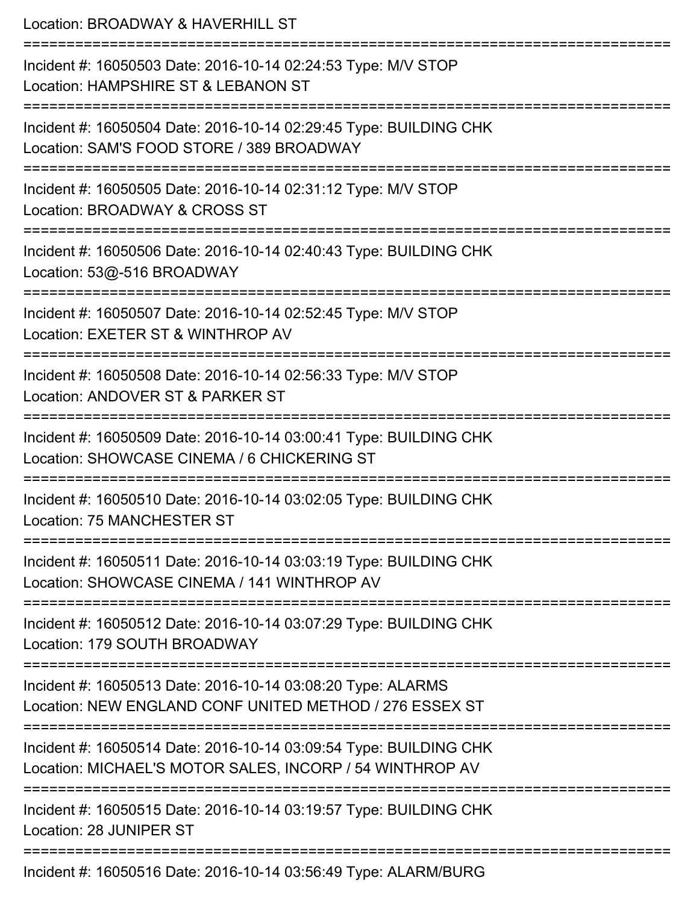Location: BROADWAY & HAVERHILL ST

===========================================================================

Incident #: 16050503 Date: 2016-10-14 02:24:53 Type: M/V STOP
Location: HAMPSHIRE ST & LEBANON ST

===========================================================================

Incident #: 16050504 Date: 2016-10-14 02:29:45 Type: BUILDING CHK
Location: SAM'S FOOD STORE / 389 BROADWAY

===========================================================================

Incident #: 16050505 Date: 2016-10-14 02:31:12 Type: M/V STOP
Location: BROADWAY & CROSS ST

===========================================================================

Incident #: 16050506 Date: 2016-10-14 02:40:43 Type: BUILDING CHK
Location: 53@-516 BROADWAY

===========================================================================

Incident #: 16050507 Date: 2016-10-14 02:52:45 Type: M/V STOP
Location: EXETER ST & WINTHROP AV

===========================================================================

Incident #: 16050508 Date: 2016-10-14 02:56:33 Type: M/V STOP
Location: ANDOVER ST & PARKER ST

===========================================================================

Incident #: 16050509 Date: 2016-10-14 03:00:41 Type: BUILDING CHK
Location: SHOWCASE CINEMA / 6 CHICKERING ST

===========================================================================

Incident #: 16050510 Date: 2016-10-14 03:02:05 Type: BUILDING CHK
Location: 75 MANCHESTER ST

===========================================================================

Incident #: 16050511 Date: 2016-10-14 03:03:19 Type: BUILDING CHK
Location: SHOWCASE CINEMA / 141 WINTHROP AV

===========================================================================

Incident #: 16050512 Date: 2016-10-14 03:07:29 Type: BUILDING CHK
Location: 179 SOUTH BROADWAY

===========================================================================

Incident #: 16050513 Date: 2016-10-14 03:08:20 Type: ALARMS
Location: NEW ENGLAND CONF UNITED METHOD / 276 ESSEX ST

===========================================================================

Incident #: 16050514 Date: 2016-10-14 03:09:54 Type: BUILDING CHK
Location: MICHAEL'S MOTOR SALES, INCORP / 54 WINTHROP AV

===========================================================================

Incident #: 16050515 Date: 2016-10-14 03:19:57 Type: BUILDING CHK
Location: 28 JUNIPER ST

===========================================================================

Incident #: 16050516 Date: 2016-10-14 03:56:49 Type: ALARM/BURG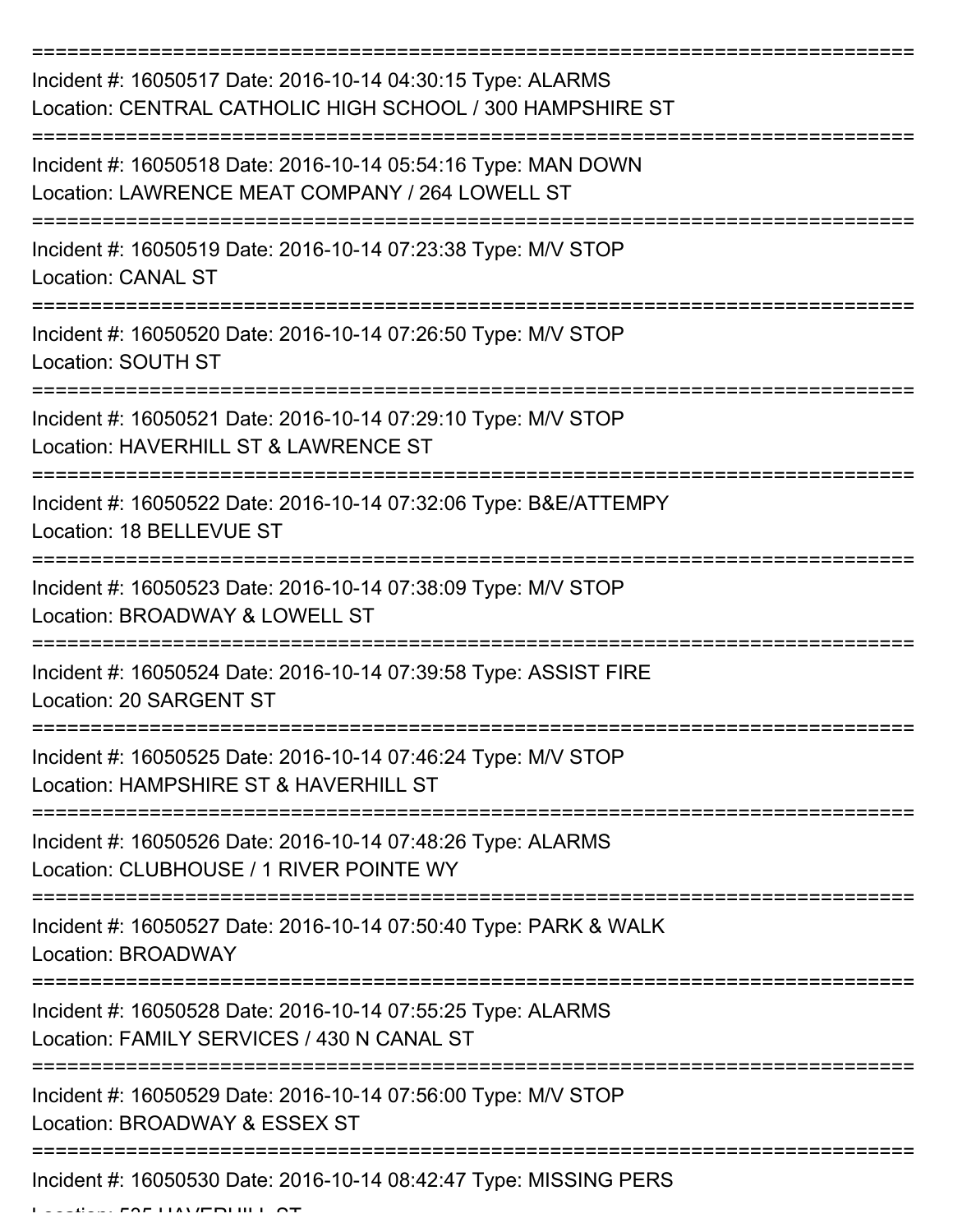===========================================================================

Incident #: 16050517 Date: 2016-10-14 04:30:15 Type: ALARMS
Location: CENTRAL CATHOLIC HIGH SCHOOL / 300 HAMPSHIRE ST

===========================================================================

Incident #: 16050518 Date: 2016-10-14 05:54:16 Type: MAN DOWN
Location: LAWRENCE MEAT COMPANY / 264 LOWELL ST

===========================================================================

Incident #: 16050519 Date: 2016-10-14 07:23:38 Type: M/V STOP
Location: CANAL ST

===========================================================================

Incident #: 16050520 Date: 2016-10-14 07:26:50 Type: M/V STOP
Location: SOUTH ST

===========================================================================

Incident #: 16050521 Date: 2016-10-14 07:29:10 Type: M/V STOP
Location: HAVERHILL ST & LAWRENCE ST

===========================================================================

Incident #: 16050522 Date: 2016-10-14 07:32:06 Type: B&E/ATTEMPY
Location: 18 BELLEVUE ST

===========================================================================

Incident #: 16050523 Date: 2016-10-14 07:38:09 Type: M/V STOP
Location: BROADWAY & LOWELL ST

===========================================================================

Incident #: 16050524 Date: 2016-10-14 07:39:58 Type: ASSIST FIRE
Location: 20 SARGENT ST

===========================================================================

Incident #: 16050525 Date: 2016-10-14 07:46:24 Type: M/V STOP
Location: HAMPSHIRE ST & HAVERHILL ST

===========================================================================

Incident #: 16050526 Date: 2016-10-14 07:48:26 Type: ALARMS
Location: CLUBHOUSE / 1 RIVER POINTE WY

===========================================================================

Incident #: 16050527 Date: 2016-10-14 07:50:40 Type: PARK & WALK
Location: BROADWAY

===========================================================================

Incident #: 16050528 Date: 2016-10-14 07:55:25 Type: ALARMS
Location: FAMILY SERVICES / 430 N CANAL ST

===========================================================================

Incident #: 16050529 Date: 2016-10-14 07:56:00 Type: M/V STOP
Location: BROADWAY & ESSEX ST

===========================================================================

Incident #: 16050530 Date: 2016-10-14 08:42:47 Type: MISSING PERS
Location: 535 HAVERHILL ST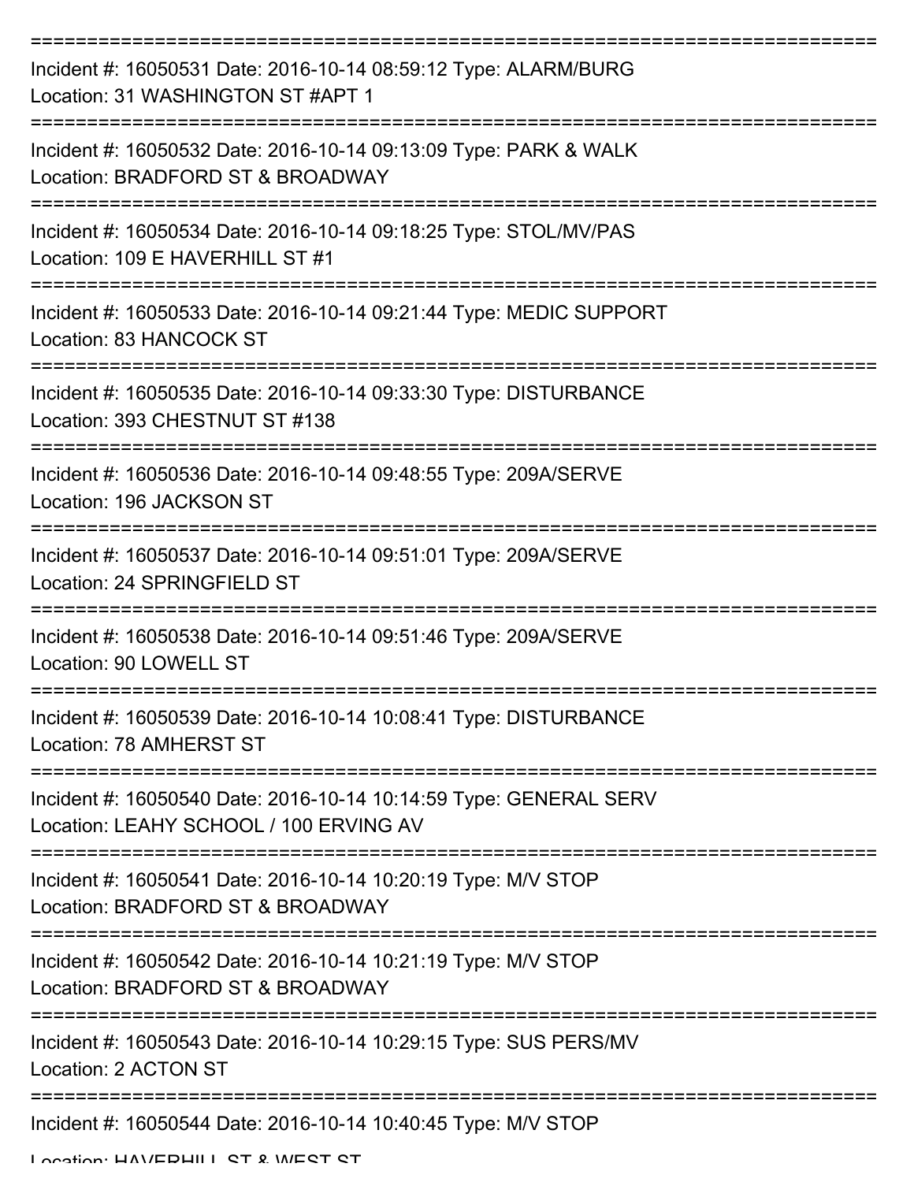===========================================================================

Incident #: 16050531 Date: 2016-10-14 08:59:12 Type: ALARM/BURG
Location: 31 WASHINGTON ST #APT 1

===========================================================================

Incident #: 16050532 Date: 2016-10-14 09:13:09 Type: PARK & WALK
Location: BRADFORD ST & BROADWAY

===========================================================================

Incident #: 16050534 Date: 2016-10-14 09:18:25 Type: STOL/MV/PAS
Location: 109 E HAVERHILL ST #1

===========================================================================

Incident #: 16050533 Date: 2016-10-14 09:21:44 Type: MEDIC SUPPORT
Location: 83 HANCOCK ST

===========================================================================

Incident #: 16050535 Date: 2016-10-14 09:33:30 Type: DISTURBANCE
Location: 393 CHESTNUT ST #138

===========================================================================

Incident #: 16050536 Date: 2016-10-14 09:48:55 Type: 209A/SERVE
Location: 196 JACKSON ST

===========================================================================

Incident #: 16050537 Date: 2016-10-14 09:51:01 Type: 209A/SERVE
Location: 24 SPRINGFIELD ST

===========================================================================

Incident #: 16050538 Date: 2016-10-14 09:51:46 Type: 209A/SERVE
Location: 90 LOWELL ST

===========================================================================

Incident #: 16050539 Date: 2016-10-14 10:08:41 Type: DISTURBANCE
Location: 78 AMHERST ST

===========================================================================

Incident #: 16050540 Date: 2016-10-14 10:14:59 Type: GENERAL SERV
Location: LEAHY SCHOOL / 100 ERVING AV

===========================================================================

Incident #: 16050541 Date: 2016-10-14 10:20:19 Type: M/V STOP
Location: BRADFORD ST & BROADWAY

===========================================================================

Incident #: 16050542 Date: 2016-10-14 10:21:19 Type: M/V STOP
Location: BRADFORD ST & BROADWAY

===========================================================================

Incident #: 16050543 Date: 2016-10-14 10:29:15 Type: SUS PERS/MV
Location: 2 ACTON ST

===========================================================================

Incident #: 16050544 Date: 2016-10-14 10:40:45 Type: M/V STOP
Location: HAVERHILL ST & WEST ST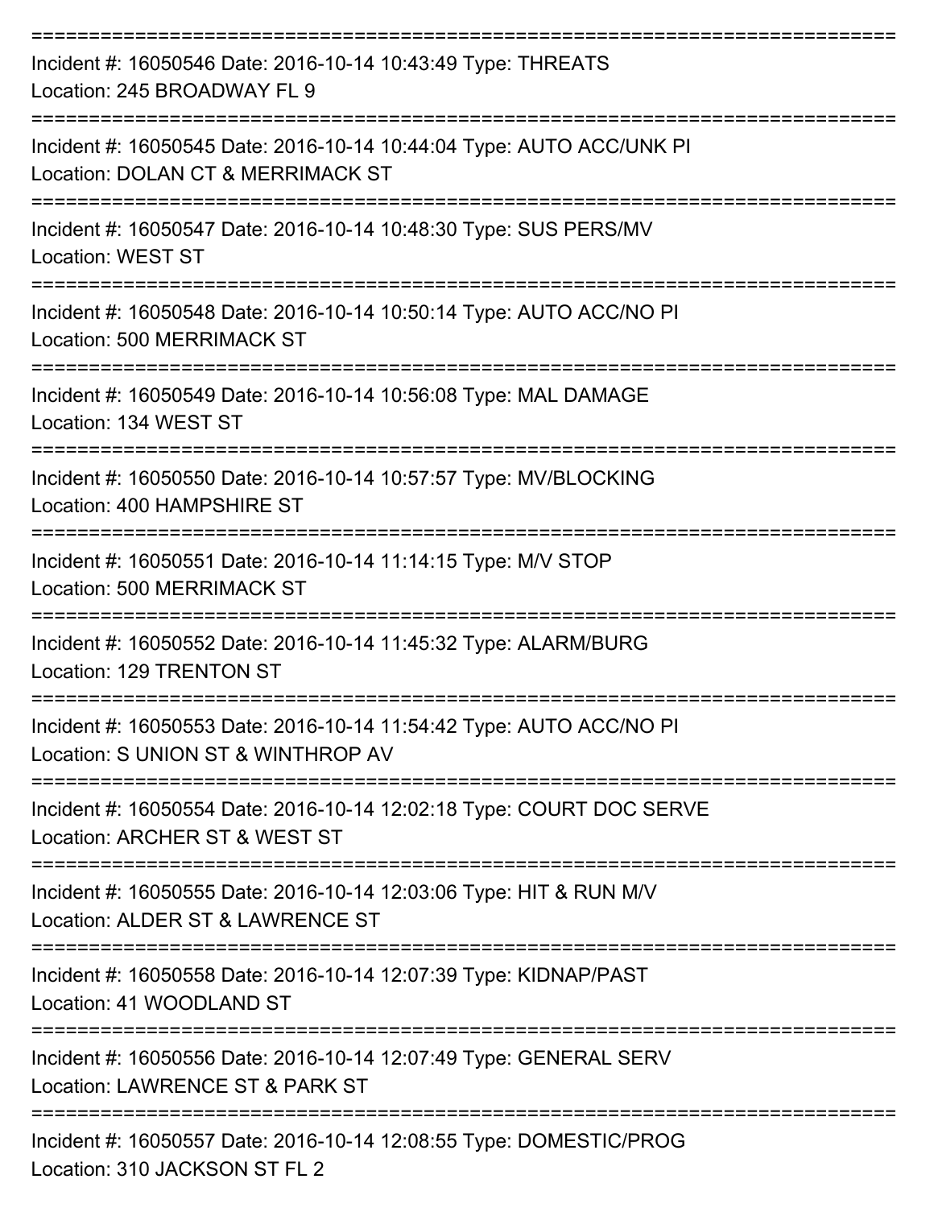===========================================================================

Incident #: 16050546 Date: 2016-10-14 10:43:49 Type: THREATS
Location: 245 BROADWAY FL 9

===========================================================================

Incident #: 16050545 Date: 2016-10-14 10:44:04 Type: AUTO ACC/UNK PI
Location: DOLAN CT & MERRIMACK ST

===========================================================================

Incident #: 16050547 Date: 2016-10-14 10:48:30 Type: SUS PERS/MV
Location: WEST ST

===========================================================================

Incident #: 16050548 Date: 2016-10-14 10:50:14 Type: AUTO ACC/NO PI
Location: 500 MERRIMACK ST

===========================================================================

Incident #: 16050549 Date: 2016-10-14 10:56:08 Type: MAL DAMAGE
Location: 134 WEST ST

===========================================================================

Incident #: 16050550 Date: 2016-10-14 10:57:57 Type: MV/BLOCKING
Location: 400 HAMPSHIRE ST

===========================================================================

Incident #: 16050551 Date: 2016-10-14 11:14:15 Type: M/V STOP
Location: 500 MERRIMACK ST

===========================================================================

Incident #: 16050552 Date: 2016-10-14 11:45:32 Type: ALARM/BURG
Location: 129 TRENTON ST

===========================================================================

Incident #: 16050553 Date: 2016-10-14 11:54:42 Type: AUTO ACC/NO PI
Location: S UNION ST & WINTHROP AV

===========================================================================

Incident #: 16050554 Date: 2016-10-14 12:02:18 Type: COURT DOC SERVE
Location: ARCHER ST & WEST ST

===========================================================================

Incident #: 16050555 Date: 2016-10-14 12:03:06 Type: HIT & RUN M/V
Location: ALDER ST & LAWRENCE ST

===========================================================================

Incident #: 16050558 Date: 2016-10-14 12:07:39 Type: KIDNAP/PAST
Location: 41 WOODLAND ST

===========================================================================

Incident #: 16050556 Date: 2016-10-14 12:07:49 Type: GENERAL SERV
Location: LAWRENCE ST & PARK ST

===========================================================================

Incident #: 16050557 Date: 2016-10-14 12:08:55 Type: DOMESTIC/PROG
Location: 310 JACKSON ST FL 2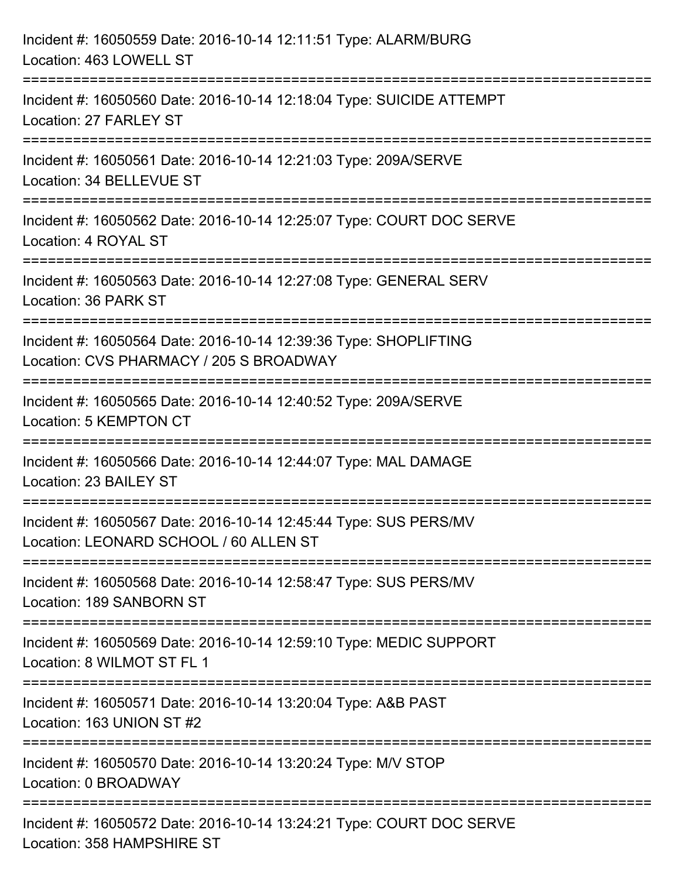Incident #: 16050559 Date: 2016-10-14 12:11:51 Type: ALARM/BURG
Location: 463 LOWELL ST

===========================================================================

Incident #: 16050560 Date: 2016-10-14 12:18:04 Type: SUICIDE ATTEMPT
Location: 27 FARLEY ST

===========================================================================

Incident #: 16050561 Date: 2016-10-14 12:21:03 Type: 209A/SERVE
Location: 34 BELLEVUE ST

===========================================================================

Incident #: 16050562 Date: 2016-10-14 12:25:07 Type: COURT DOC SERVE
Location: 4 ROYAL ST

===========================================================================

Incident #: 16050563 Date: 2016-10-14 12:27:08 Type: GENERAL SERV
Location: 36 PARK ST

===========================================================================

Incident #: 16050564 Date: 2016-10-14 12:39:36 Type: SHOPLIFTING
Location: CVS PHARMACY / 205 S BROADWAY

===========================================================================

Incident #: 16050565 Date: 2016-10-14 12:40:52 Type: 209A/SERVE
Location: 5 KEMPTON CT

===========================================================================

Incident #: 16050566 Date: 2016-10-14 12:44:07 Type: MAL DAMAGE
Location: 23 BAILEY ST

===========================================================================

Incident #: 16050567 Date: 2016-10-14 12:45:44 Type: SUS PERS/MV
Location: LEONARD SCHOOL / 60 ALLEN ST

===========================================================================

Incident #: 16050568 Date: 2016-10-14 12:58:47 Type: SUS PERS/MV
Location: 189 SANBORN ST

===========================================================================

Incident #: 16050569 Date: 2016-10-14 12:59:10 Type: MEDIC SUPPORT
Location: 8 WILMOT ST FL 1

===========================================================================

Incident #: 16050571 Date: 2016-10-14 13:20:04 Type: A&B PAST
Location: 163 UNION ST #2

===========================================================================

Incident #: 16050570 Date: 2016-10-14 13:20:24 Type: M/V STOP
Location: 0 BROADWAY

===========================================================================

Incident #: 16050572 Date: 2016-10-14 13:24:21 Type: COURT DOC SERVE
Location: 358 HAMPSHIRE ST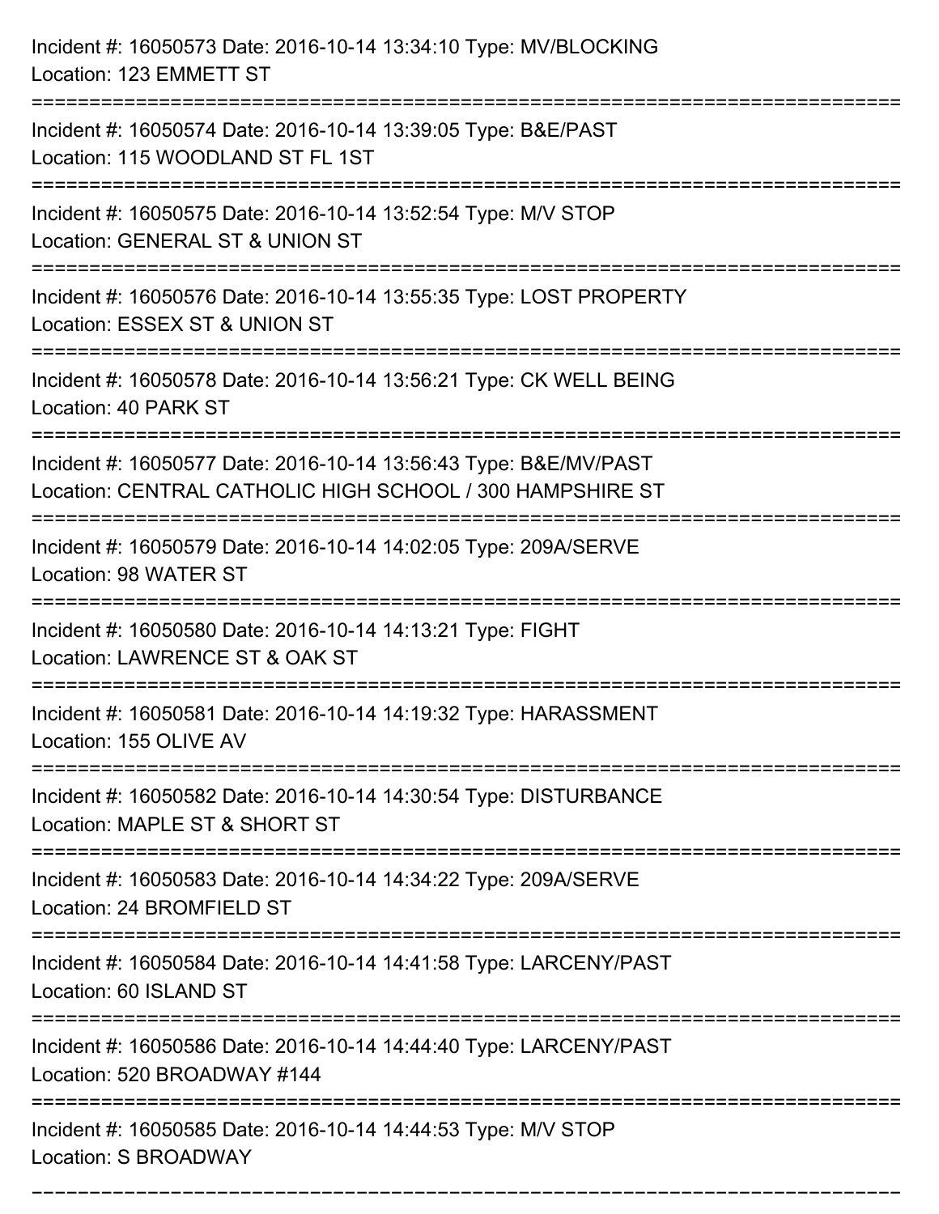Incident #: 16050573 Date: 2016-10-14 13:34:10 Type: MV/BLOCKING
Location: 123 EMMETT ST

===========================================================================

Incident #: 16050574 Date: 2016-10-14 13:39:05 Type: B&E/PAST
Location: 115 WOODLAND ST FL 1ST

===========================================================================

Incident #: 16050575 Date: 2016-10-14 13:52:54 Type: M/V STOP
Location: GENERAL ST & UNION ST

===========================================================================

Incident #: 16050576 Date: 2016-10-14 13:55:35 Type: LOST PROPERTY
Location: ESSEX ST & UNION ST

===========================================================================

Incident #: 16050578 Date: 2016-10-14 13:56:21 Type: CK WELL BEING
Location: 40 PARK ST

===========================================================================

Incident #: 16050577 Date: 2016-10-14 13:56:43 Type: B&E/MV/PAST
Location: CENTRAL CATHOLIC HIGH SCHOOL / 300 HAMPSHIRE ST

===========================================================================

Incident #: 16050579 Date: 2016-10-14 14:02:05 Type: 209A/SERVE
Location: 98 WATER ST

===========================================================================

Incident #: 16050580 Date: 2016-10-14 14:13:21 Type: FIGHT
Location: LAWRENCE ST & OAK ST

===========================================================================

Incident #: 16050581 Date: 2016-10-14 14:19:32 Type: HARASSMENT
Location: 155 OLIVE AV

===========================================================================

Incident #: 16050582 Date: 2016-10-14 14:30:54 Type: DISTURBANCE
Location: MAPLE ST & SHORT ST

===========================================================================

Incident #: 16050583 Date: 2016-10-14 14:34:22 Type: 209A/SERVE
Location: 24 BROMFIELD ST

===========================================================================

Incident #: 16050584 Date: 2016-10-14 14:41:58 Type: LARCENY/PAST
Location: 60 ISLAND ST

===========================================================================

Incident #: 16050586 Date: 2016-10-14 14:44:40 Type: LARCENY/PAST
Location: 520 BROADWAY #144

===========================================================================

Incident #: 16050585 Date: 2016-10-14 14:44:53 Type: M/V STOP
Location: S BROADWAY

===========================================================================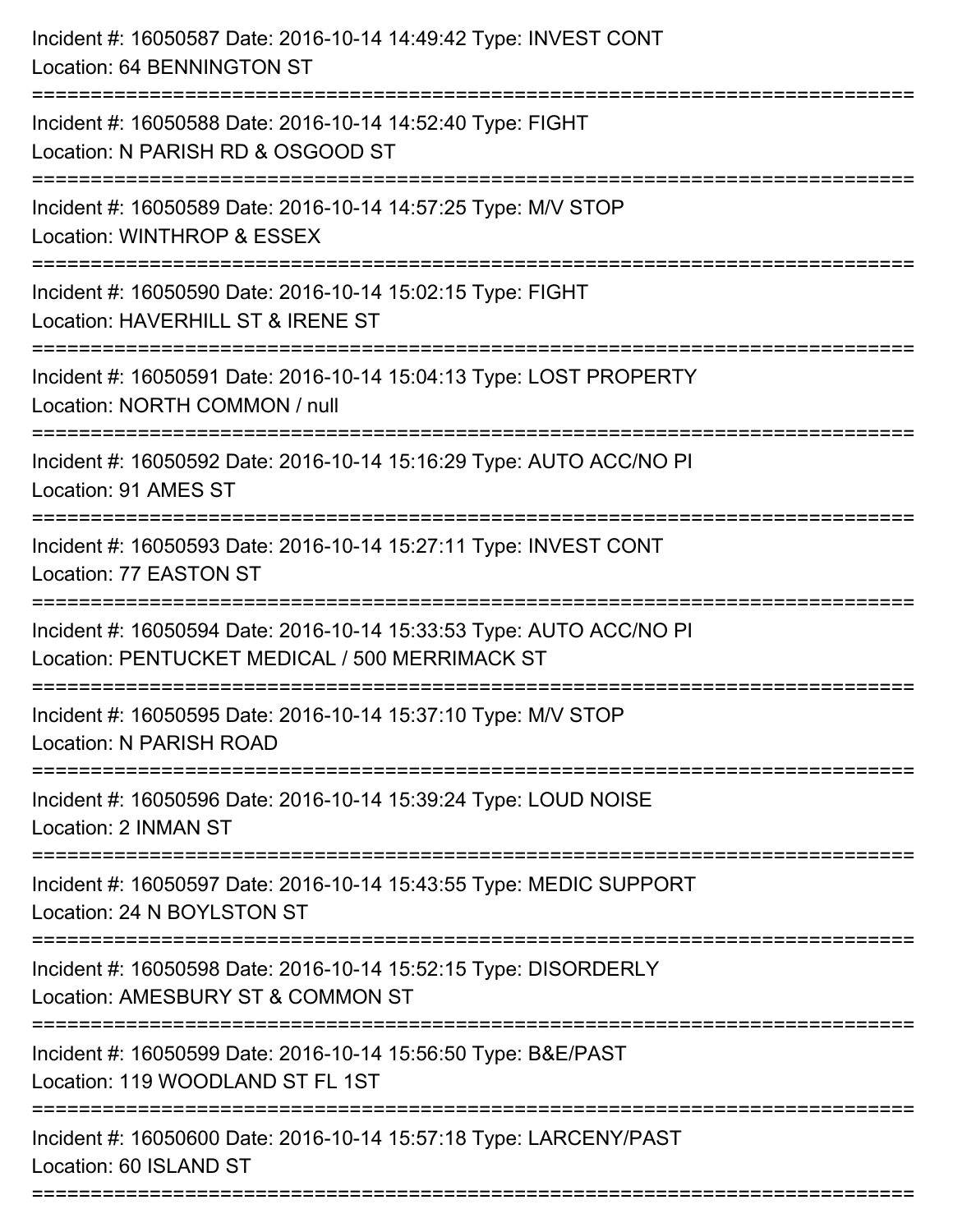Incident #: 16050587 Date: 2016-10-14 14:49:42 Type: INVEST CONT
Location: 64 BENNINGTON ST

===========================================================================

Incident #: 16050588 Date: 2016-10-14 14:52:40 Type: FIGHT
Location: N PARISH RD & OSGOOD ST

===========================================================================

Incident #: 16050589 Date: 2016-10-14 14:57:25 Type: M/V STOP
Location: WINTHROP & ESSEX

===========================================================================

Incident #: 16050590 Date: 2016-10-14 15:02:15 Type: FIGHT
Location: HAVERHILL ST & IRENE ST

===========================================================================

Incident #: 16050591 Date: 2016-10-14 15:04:13 Type: LOST PROPERTY
Location: NORTH COMMON / null

===========================================================================

Incident #: 16050592 Date: 2016-10-14 15:16:29 Type: AUTO ACC/NO PI
Location: 91 AMES ST

===========================================================================

Incident #: 16050593 Date: 2016-10-14 15:27:11 Type: INVEST CONT
Location: 77 EASTON ST

===========================================================================

Incident #: 16050594 Date: 2016-10-14 15:33:53 Type: AUTO ACC/NO PI
Location: PENTUCKET MEDICAL / 500 MERRIMACK ST

===========================================================================

Incident #: 16050595 Date: 2016-10-14 15:37:10 Type: M/V STOP
Location: N PARISH ROAD

===========================================================================

Incident #: 16050596 Date: 2016-10-14 15:39:24 Type: LOUD NOISE
Location: 2 INMAN ST

===========================================================================

Incident #: 16050597 Date: 2016-10-14 15:43:55 Type: MEDIC SUPPORT
Location: 24 N BOYLSTON ST

===========================================================================

Incident #: 16050598 Date: 2016-10-14 15:52:15 Type: DISORDERLY
Location: AMESBURY ST & COMMON ST

===========================================================================

Incident #: 16050599 Date: 2016-10-14 15:56:50 Type: B&E/PAST
Location: 119 WOODLAND ST FL 1ST

===========================================================================

Incident #: 16050600 Date: 2016-10-14 15:57:18 Type: LARCENY/PAST
Location: 60 ISLAND ST

===========================================================================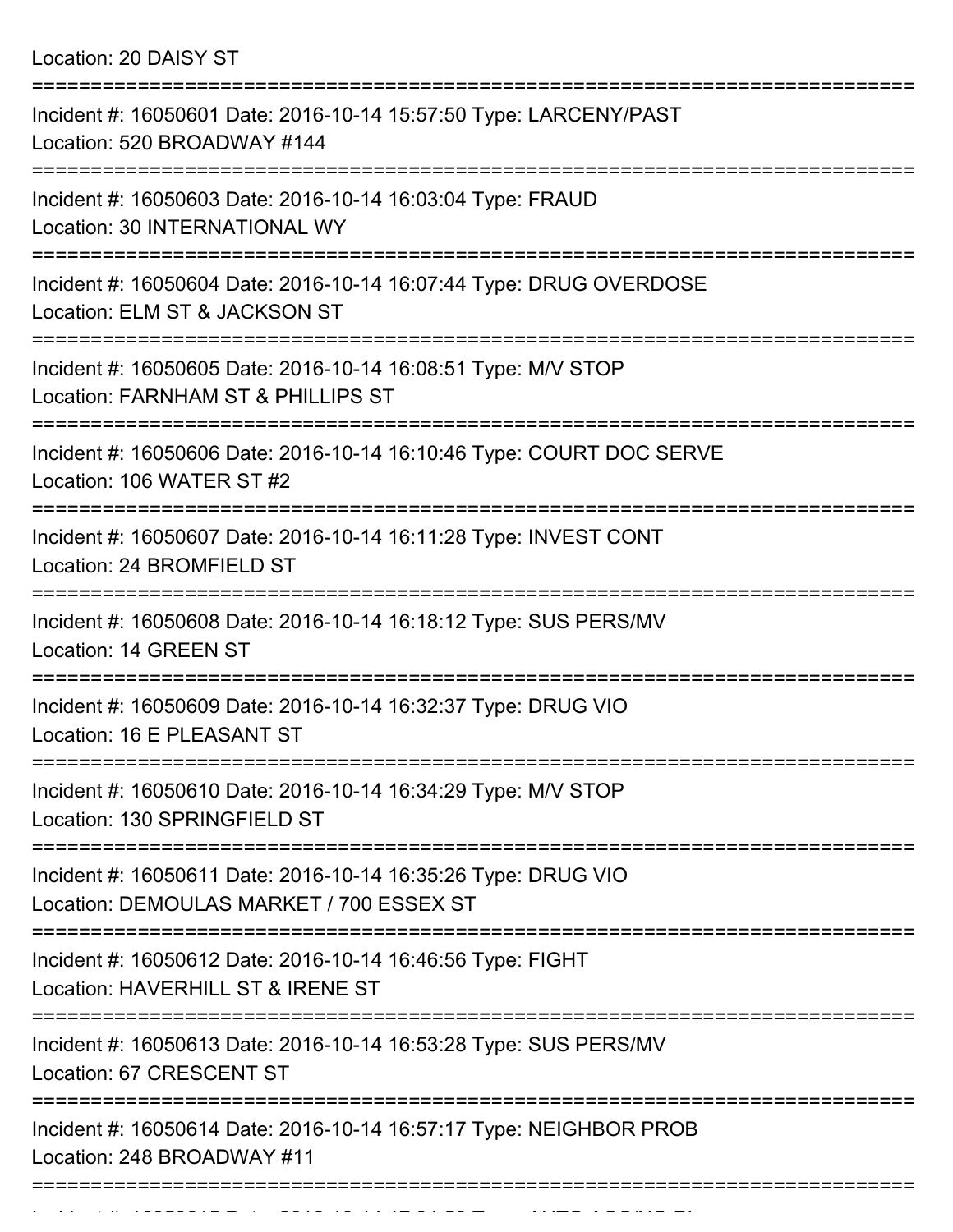Location: 20 DAISY ST

===========================================================================

Incident #: 16050601 Date: 2016-10-14 15:57:50 Type: LARCENY/PAST
Location: 520 BROADWAY #144

===========================================================================

Incident #: 16050603 Date: 2016-10-14 16:03:04 Type: FRAUD
Location: 30 INTERNATIONAL WY

===========================================================================

Incident #: 16050604 Date: 2016-10-14 16:07:44 Type: DRUG OVERDOSE
Location: ELM ST & JACKSON ST

===========================================================================

Incident #: 16050605 Date: 2016-10-14 16:08:51 Type: M/V STOP
Location: FARNHAM ST & PHILLIPS ST

===========================================================================

Incident #: 16050606 Date: 2016-10-14 16:10:46 Type: COURT DOC SERVE
Location: 106 WATER ST #2

===========================================================================

Incident #: 16050607 Date: 2016-10-14 16:11:28 Type: INVEST CONT
Location: 24 BROMFIELD ST

===========================================================================

Incident #: 16050608 Date: 2016-10-14 16:18:12 Type: SUS PERS/MV
Location: 14 GREEN ST

===========================================================================

Incident #: 16050609 Date: 2016-10-14 16:32:37 Type: DRUG VIO
Location: 16 E PLEASANT ST

===========================================================================

Incident #: 16050610 Date: 2016-10-14 16:34:29 Type: M/V STOP
Location: 130 SPRINGFIELD ST

===========================================================================

Incident #: 16050611 Date: 2016-10-14 16:35:26 Type: DRUG VIO
Location: DEMOULAS MARKET / 700 ESSEX ST

===========================================================================

Incident #: 16050612 Date: 2016-10-14 16:46:56 Type: FIGHT
Location: HAVERHILL ST & IRENE ST

===========================================================================

Incident #: 16050613 Date: 2016-10-14 16:53:28 Type: SUS PERS/MV
Location: 67 CRESCENT ST

===========================================================================

Incident #: 16050614 Date: 2016-10-14 16:57:17 Type: NEIGHBOR PROB
Location: 248 BROADWAY #11

===========================================================================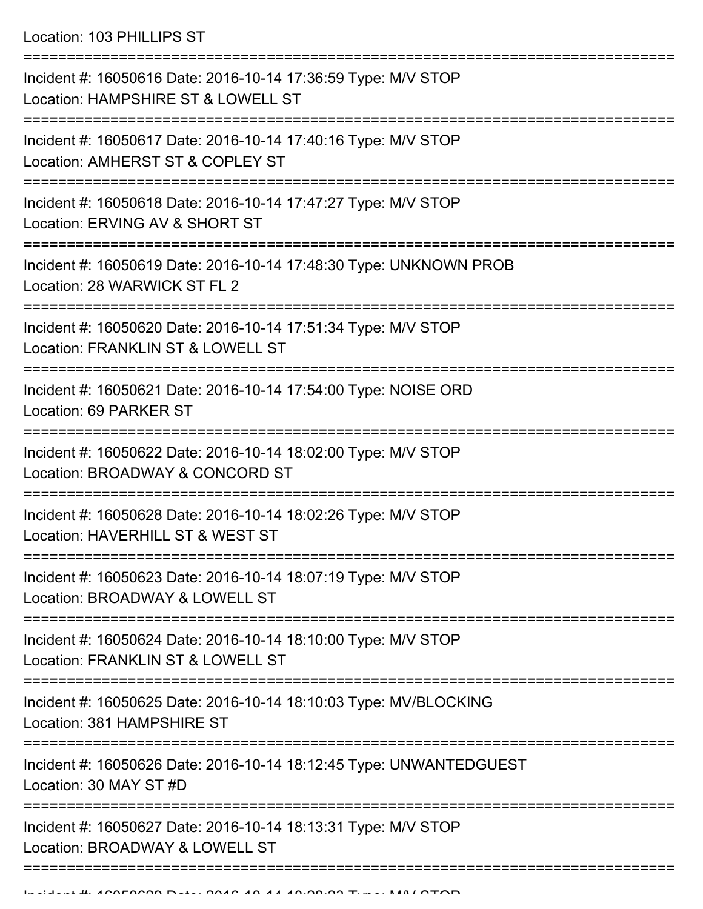Location: 103 PHILLIPS ST

===========================================================================

Incident #: 16050616 Date: 2016-10-14 17:36:59 Type: M/V STOP
Location: HAMPSHIRE ST & LOWELL ST

===========================================================================

Incident #: 16050617 Date: 2016-10-14 17:40:16 Type: M/V STOP
Location: AMHERST ST & COPLEY ST

===========================================================================

Incident #: 16050618 Date: 2016-10-14 17:47:27 Type: M/V STOP
Location: ERVING AV & SHORT ST

===========================================================================

Incident #: 16050619 Date: 2016-10-14 17:48:30 Type: UNKNOWN PROB
Location: 28 WARWICK ST FL 2

===========================================================================

Incident #: 16050620 Date: 2016-10-14 17:51:34 Type: M/V STOP
Location: FRANKLIN ST & LOWELL ST

===========================================================================

Incident #: 16050621 Date: 2016-10-14 17:54:00 Type: NOISE ORD
Location: 69 PARKER ST

===========================================================================

Incident #: 16050622 Date: 2016-10-14 18:02:00 Type: M/V STOP
Location: BROADWAY & CONCORD ST

===========================================================================

Incident #: 16050628 Date: 2016-10-14 18:02:26 Type: M/V STOP
Location: HAVERHILL ST & WEST ST

===========================================================================

Incident #: 16050623 Date: 2016-10-14 18:07:19 Type: M/V STOP
Location: BROADWAY & LOWELL ST

===========================================================================

Incident #: 16050624 Date: 2016-10-14 18:10:00 Type: M/V STOP
Location: FRANKLIN ST & LOWELL ST

===========================================================================

Incident #: 16050625 Date: 2016-10-14 18:10:03 Type: MV/BLOCKING
Location: 381 HAMPSHIRE ST

===========================================================================

Incident #: 16050626 Date: 2016-10-14 18:12:45 Type: UNWANTEDGUEST
Location: 30 MAY ST #D

===========================================================================

Incident #: 16050627 Date: 2016-10-14 18:13:31 Type: M/V STOP
Location: BROADWAY & LOWELL ST

===========================================================================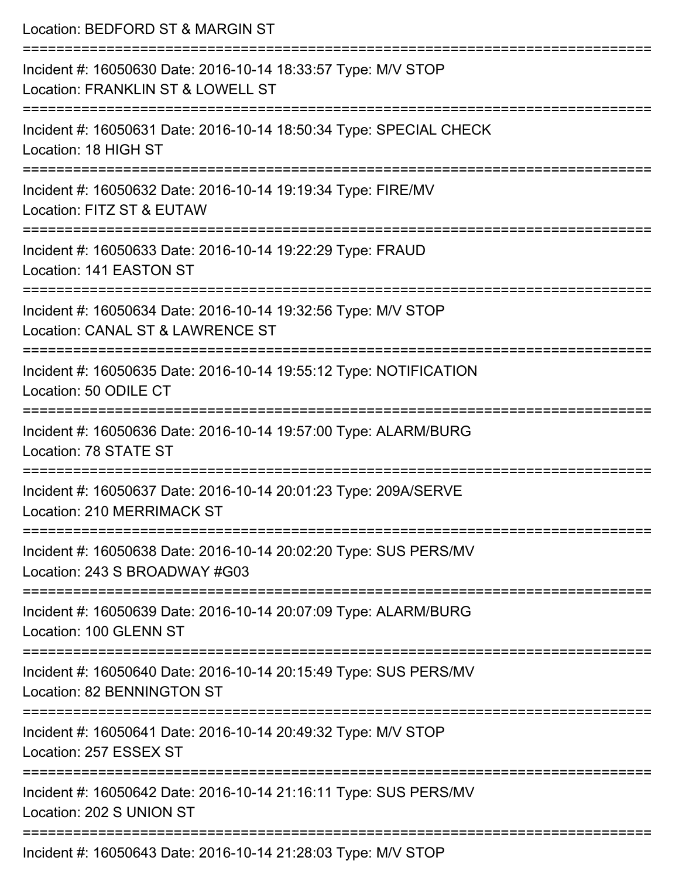Location: BEDFORD ST & MARGIN ST

===========================================================================

Incident #: 16050630 Date: 2016-10-14 18:33:57 Type: M/V STOP

Location: FRANKLIN ST & LOWELL ST

===========================================================================

Incident #: 16050631 Date: 2016-10-14 18:50:34 Type: SPECIAL CHECK

Location: 18 HIGH ST

===========================================================================

Incident #: 16050632 Date: 2016-10-14 19:19:34 Type: FIRE/MV

Location: FITZ ST & EUTAW

===========================================================================

Incident #: 16050633 Date: 2016-10-14 19:22:29 Type: FRAUD

Location: 141 EASTON ST

===========================================================================

Incident #: 16050634 Date: 2016-10-14 19:32:56 Type: M/V STOP

Location: CANAL ST & LAWRENCE ST

===========================================================================

Incident #: 16050635 Date: 2016-10-14 19:55:12 Type: NOTIFICATION

Location: 50 ODILE CT

===========================================================================

Incident #: 16050636 Date: 2016-10-14 19:57:00 Type: ALARM/BURG

Location: 78 STATE ST

===========================================================================

Incident #: 16050637 Date: 2016-10-14 20:01:23 Type: 209A/SERVE

Location: 210 MERRIMACK ST

===========================================================================

Incident #: 16050638 Date: 2016-10-14 20:02:20 Type: SUS PERS/MV

Location: 243 S BROADWAY #G03

===========================================================================

Incident #: 16050639 Date: 2016-10-14 20:07:09 Type: ALARM/BURG

Location: 100 GLENN ST

===========================================================================

Incident #: 16050640 Date: 2016-10-14 20:15:49 Type: SUS PERS/MV

Location: 82 BENNINGTON ST

===========================================================================

Incident #: 16050641 Date: 2016-10-14 20:49:32 Type: M/V STOP

Location: 257 ESSEX ST

===========================================================================

Incident #: 16050642 Date: 2016-10-14 21:16:11 Type: SUS PERS/MV

Location: 202 S UNION ST

===========================================================================

Incident #: 16050643 Date: 2016-10-14 21:28:03 Type: M/V STOP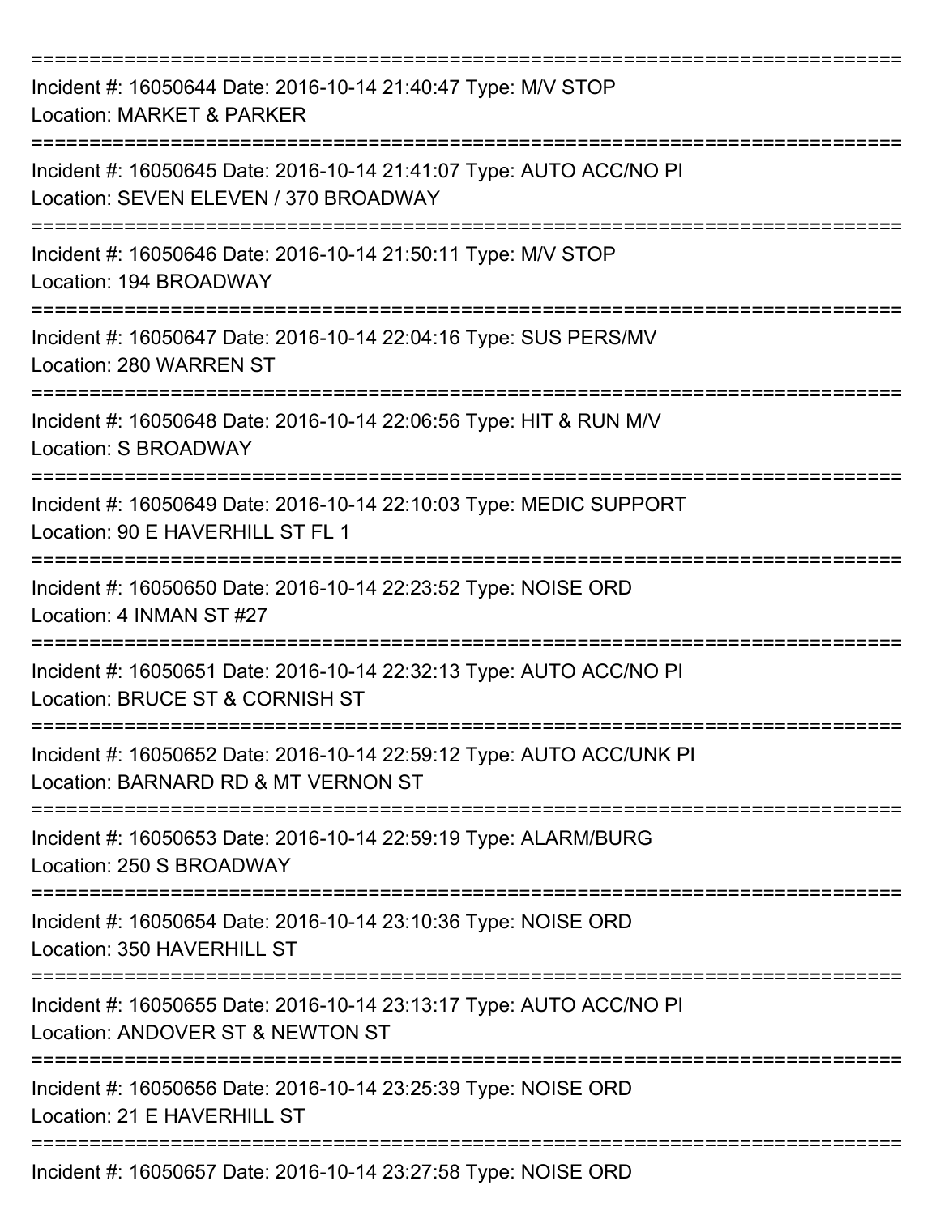===========================================================================

Incident #: 16050644 Date: 2016-10-14 21:40:47 Type: M/V STOP
Location: MARKET & PARKER

===========================================================================

Incident #: 16050645 Date: 2016-10-14 21:41:07 Type: AUTO ACC/NO PI
Location: SEVEN ELEVEN / 370 BROADWAY

===========================================================================

Incident #: 16050646 Date: 2016-10-14 21:50:11 Type: M/V STOP
Location: 194 BROADWAY

===========================================================================

Incident #: 16050647 Date: 2016-10-14 22:04:16 Type: SUS PERS/MV
Location: 280 WARREN ST

===========================================================================

Incident #: 16050648 Date: 2016-10-14 22:06:56 Type: HIT & RUN M/V
Location: S BROADWAY

===========================================================================

Incident #: 16050649 Date: 2016-10-14 22:10:03 Type: MEDIC SUPPORT
Location: 90 E HAVERHILL ST FL 1

===========================================================================

Incident #: 16050650 Date: 2016-10-14 22:23:52 Type: NOISE ORD
Location: 4 INMAN ST #27

===========================================================================

Incident #: 16050651 Date: 2016-10-14 22:32:13 Type: AUTO ACC/NO PI
Location: BRUCE ST & CORNISH ST

===========================================================================

Incident #: 16050652 Date: 2016-10-14 22:59:12 Type: AUTO ACC/UNK PI
Location: BARNARD RD & MT VERNON ST

===========================================================================

Incident #: 16050653 Date: 2016-10-14 22:59:19 Type: ALARM/BURG
Location: 250 S BROADWAY

===========================================================================

Incident #: 16050654 Date: 2016-10-14 23:10:36 Type: NOISE ORD
Location: 350 HAVERHILL ST

===========================================================================

Incident #: 16050655 Date: 2016-10-14 23:13:17 Type: AUTO ACC/NO PI
Location: ANDOVER ST & NEWTON ST

===========================================================================

Incident #: 16050656 Date: 2016-10-14 23:25:39 Type: NOISE ORD
Location: 21 E HAVERHILL ST

===========================================================================

Incident #: 16050657 Date: 2016-10-14 23:27:58 Type: NOISE ORD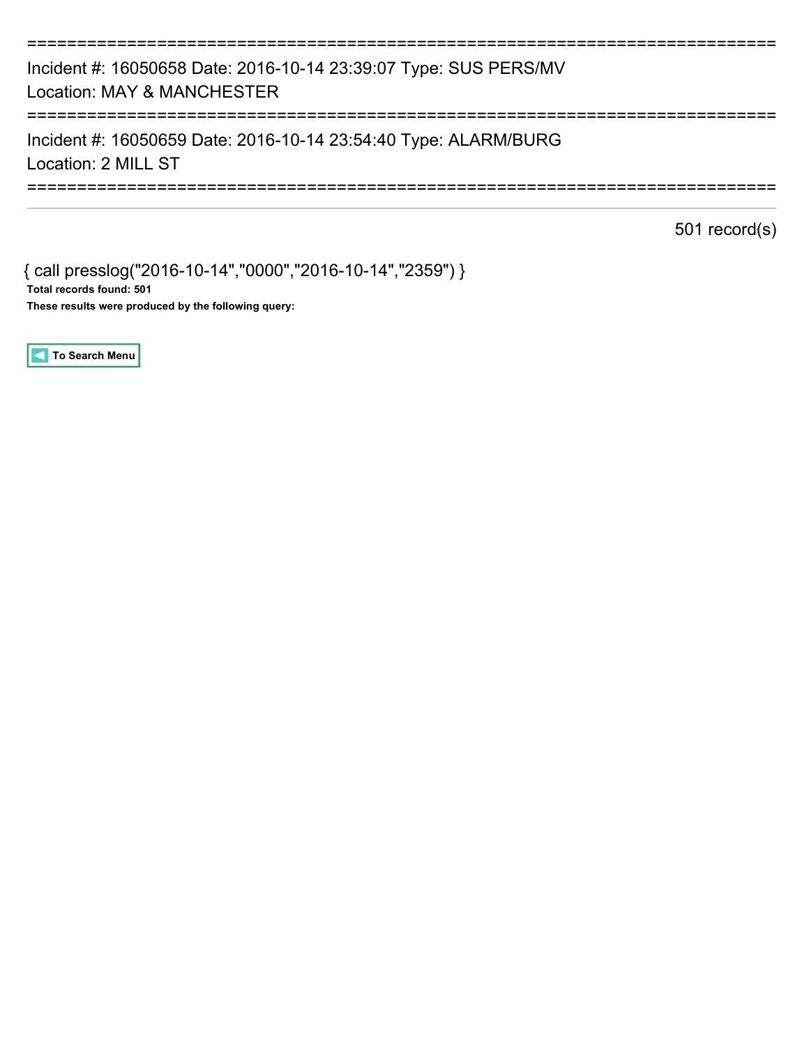===========================================================================

Incident #: 16050658 Date: 2016-10-14 23:39:07 Type: SUS PERS/MV

Location: MAY & MANCHESTER

===========================================================================

Incident #: 16050659 Date: 2016-10-14 23:54:40 Type: ALARM/BURG

Location: 2 MILL ST

===========================================================================

---

501 record(s)

{ call presslog("2016-10-14","0000","2016-10-14","2359") }

**Total records found: 501**

**These results were produced by the following query:**

**To Search Menu**